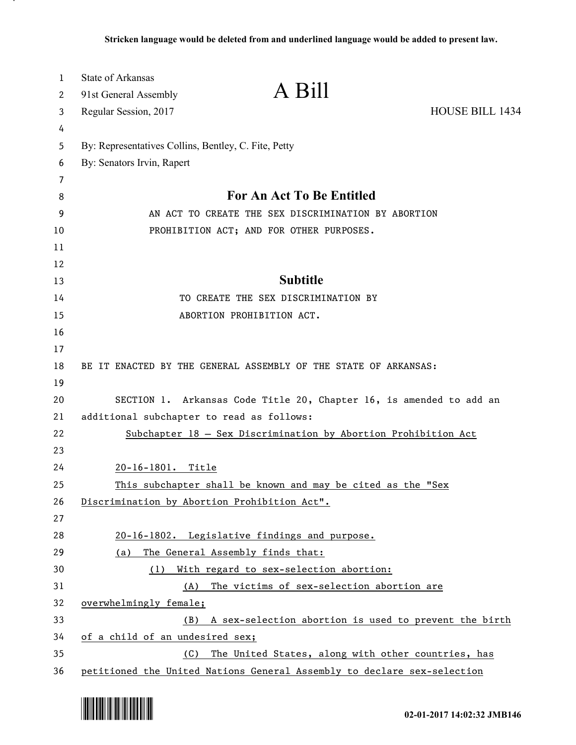**Stricken language would be deleted from and underlined language would be added to present law.**

State of Arkansas
91st General Assembly
Regular Session, 2017

# A Bill

HOUSE BILL 1434

By: Representatives Collins, Bentley, C. Fite, Petty
By: Senators Irvin, Rapert

## For An Act To Be Entitled

AN ACT TO CREATE THE SEX DISCRIMINATION BY ABORTION PROHIBITION ACT; AND FOR OTHER PURPOSES.

## Subtitle

TO CREATE THE SEX DISCRIMINATION BY ABORTION PROHIBITION ACT.

BE IT ENACTED BY THE GENERAL ASSEMBLY OF THE STATE OF ARKANSAS:

SECTION 1. Arkansas Code Title 20, Chapter 16, is amended to add an additional subchapter to read as follows:

Subchapter 18 — Sex Discrimination by Abortion Prohibition Act

20-16-1801. Title

This subchapter shall be known and may be cited as the "Sex Discrimination by Abortion Prohibition Act".

20-16-1802. Legislative findings and purpose.

(a) The General Assembly finds that:

(1) With regard to sex-selection abortion:

(A) The victims of sex-selection abortion are overwhelmingly female;

(B) A sex-selection abortion is used to prevent the birth of a child of an undesired sex;

(C) The United States, along with other countries, has petitioned the United Nations General Assembly to declare sex-selection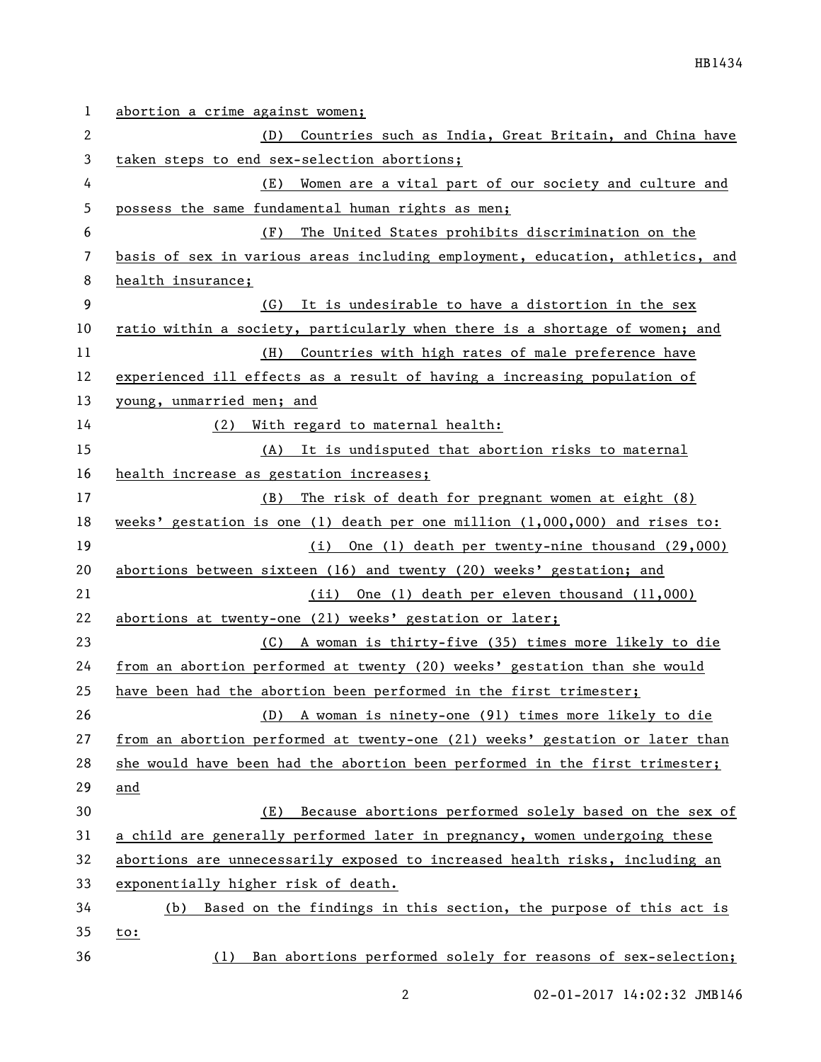abortion a crime against women;

(D) Countries such as India, Great Britain, and China have taken steps to end sex-selection abortions;

(E) Women are a vital part of our society and culture and possess the same fundamental human rights as men;

(F) The United States prohibits discrimination on the basis of sex in various areas including employment, education, athletics, and health insurance;

(G) It is undesirable to have a distortion in the sex ratio within a society, particularly when there is a shortage of women; and

(H) Countries with high rates of male preference have experienced ill effects as a result of having a increasing population of young, unmarried men; and

(2) With regard to maternal health:

(A) It is undisputed that abortion risks to maternal health increase as gestation increases;

(B) The risk of death for pregnant women at eight (8) weeks' gestation is one (1) death per one million (1,000,000) and rises to:

(i) One (1) death per twenty-nine thousand (29,000) abortions between sixteen (16) and twenty (20) weeks' gestation; and

(ii) One (1) death per eleven thousand (11,000) abortions at twenty-one (21) weeks' gestation or later;

(C) A woman is thirty-five (35) times more likely to die from an abortion performed at twenty (20) weeks' gestation than she would have been had the abortion been performed in the first trimester;

(D) A woman is ninety-one (91) times more likely to die from an abortion performed at twenty-one (21) weeks' gestation or later than she would have been had the abortion been performed in the first trimester; and

(E) Because abortions performed solely based on the sex of a child are generally performed later in pregnancy, women undergoing these abortions are unnecessarily exposed to increased health risks, including an exponentially higher risk of death.

(b) Based on the findings in this section, the purpose of this act is to:

(1) Ban abortions performed solely for reasons of sex-selection;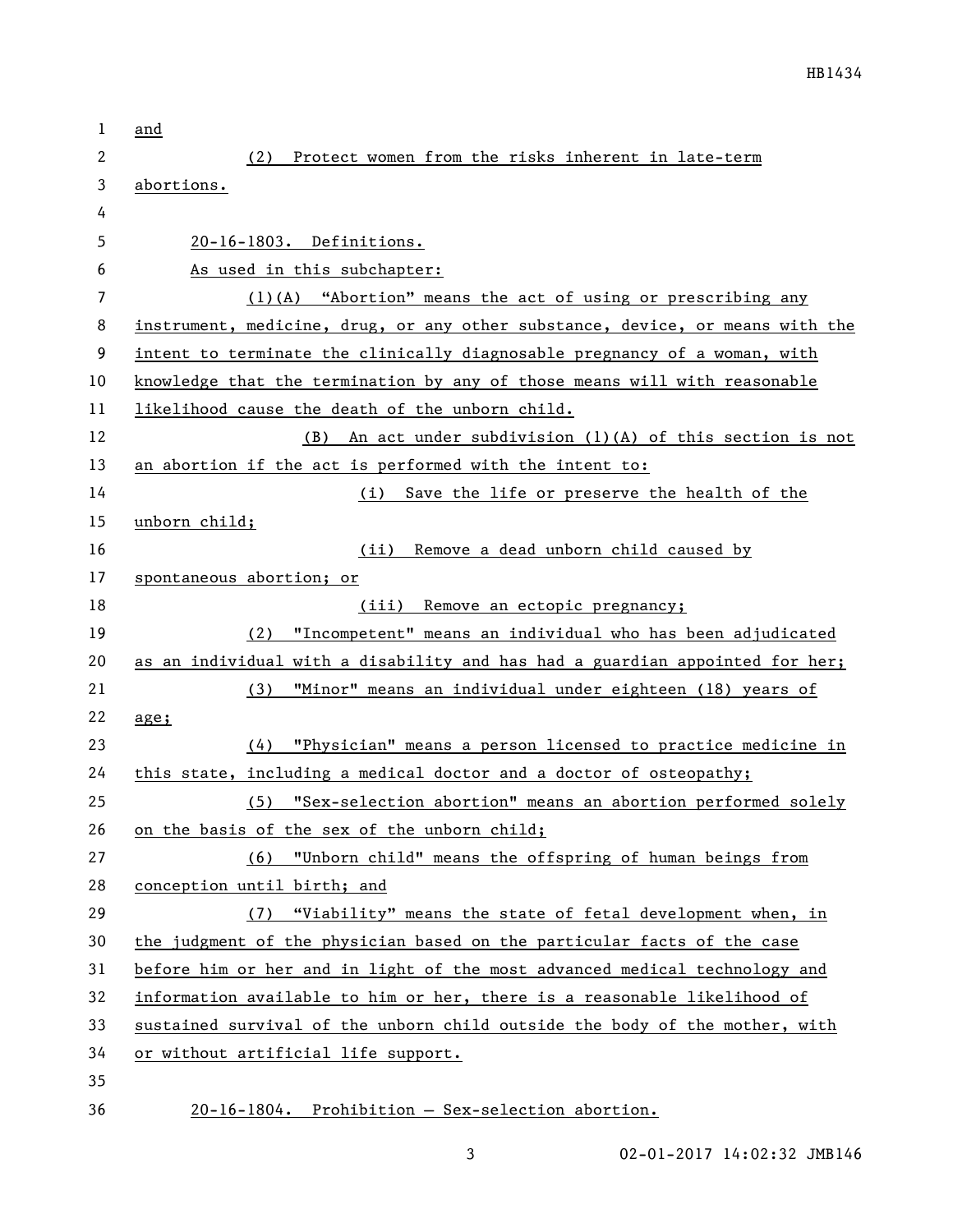and

(2) Protect women from the risks inherent in late-term abortions.

20-16-1803. Definitions.

As used in this subchapter:

(1)(A) "Abortion" means the act of using or prescribing any instrument, medicine, drug, or any other substance, device, or means with the intent to terminate the clinically diagnosable pregnancy of a woman, with knowledge that the termination by any of those means will with reasonable likelihood cause the death of the unborn child.

(B) An act under subdivision (1)(A) of this section is not an abortion if the act is performed with the intent to:

(i) Save the life or preserve the health of the unborn child;

(ii) Remove a dead unborn child caused by spontaneous abortion; or

(iii) Remove an ectopic pregnancy;

(2) "Incompetent" means an individual who has been adjudicated as an individual with a disability and has had a guardian appointed for her;

(3) "Minor" means an individual under eighteen (18) years of age;

(4) "Physician" means a person licensed to practice medicine in this state, including a medical doctor and a doctor of osteopathy;

(5) "Sex-selection abortion" means an abortion performed solely on the basis of the sex of the unborn child;

(6) "Unborn child" means the offspring of human beings from conception until birth; and

(7) "Viability" means the state of fetal development when, in the judgment of the physician based on the particular facts of the case before him or her and in light of the most advanced medical technology and information available to him or her, there is a reasonable likelihood of sustained survival of the unborn child outside the body of the mother, with or without artificial life support.

20-16-1804. Prohibition — Sex-selection abortion.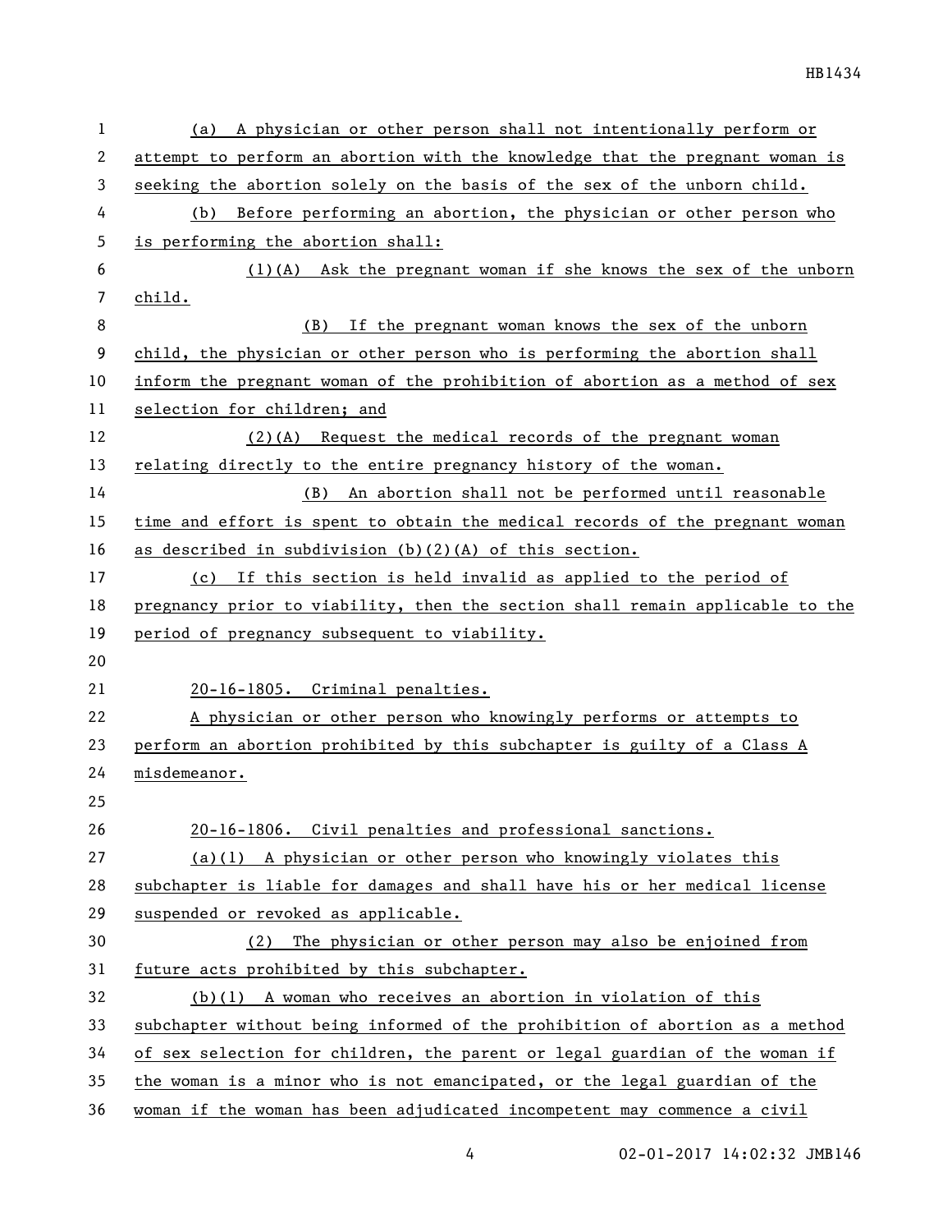(a) A physician or other person shall not intentionally perform or attempt to perform an abortion with the knowledge that the pregnant woman is seeking the abortion solely on the basis of the sex of the unborn child.

(b) Before performing an abortion, the physician or other person who is performing the abortion shall:

(1)(A) Ask the pregnant woman if she knows the sex of the unborn child.

(B) If the pregnant woman knows the sex of the unborn child, the physician or other person who is performing the abortion shall inform the pregnant woman of the prohibition of abortion as a method of sex selection for children; and

(2)(A) Request the medical records of the pregnant woman relating directly to the entire pregnancy history of the woman.

(B) An abortion shall not be performed until reasonable time and effort is spent to obtain the medical records of the pregnant woman as described in subdivision (b)(2)(A) of this section.

(c) If this section is held invalid as applied to the period of pregnancy prior to viability, then the section shall remain applicable to the period of pregnancy subsequent to viability.

20-16-1805. Criminal penalties.

A physician or other person who knowingly performs or attempts to perform an abortion prohibited by this subchapter is guilty of a Class A misdemeanor.

20-16-1806. Civil penalties and professional sanctions.

(a)(1) A physician or other person who knowingly violates this subchapter is liable for damages and shall have his or her medical license suspended or revoked as applicable.

(2) The physician or other person may also be enjoined from future acts prohibited by this subchapter.

(b)(1) A woman who receives an abortion in violation of this subchapter without being informed of the prohibition of abortion as a method of sex selection for children, the parent or legal guardian of the woman if the woman is a minor who is not emancipated, or the legal guardian of the woman if the woman has been adjudicated incompetent may commence a civil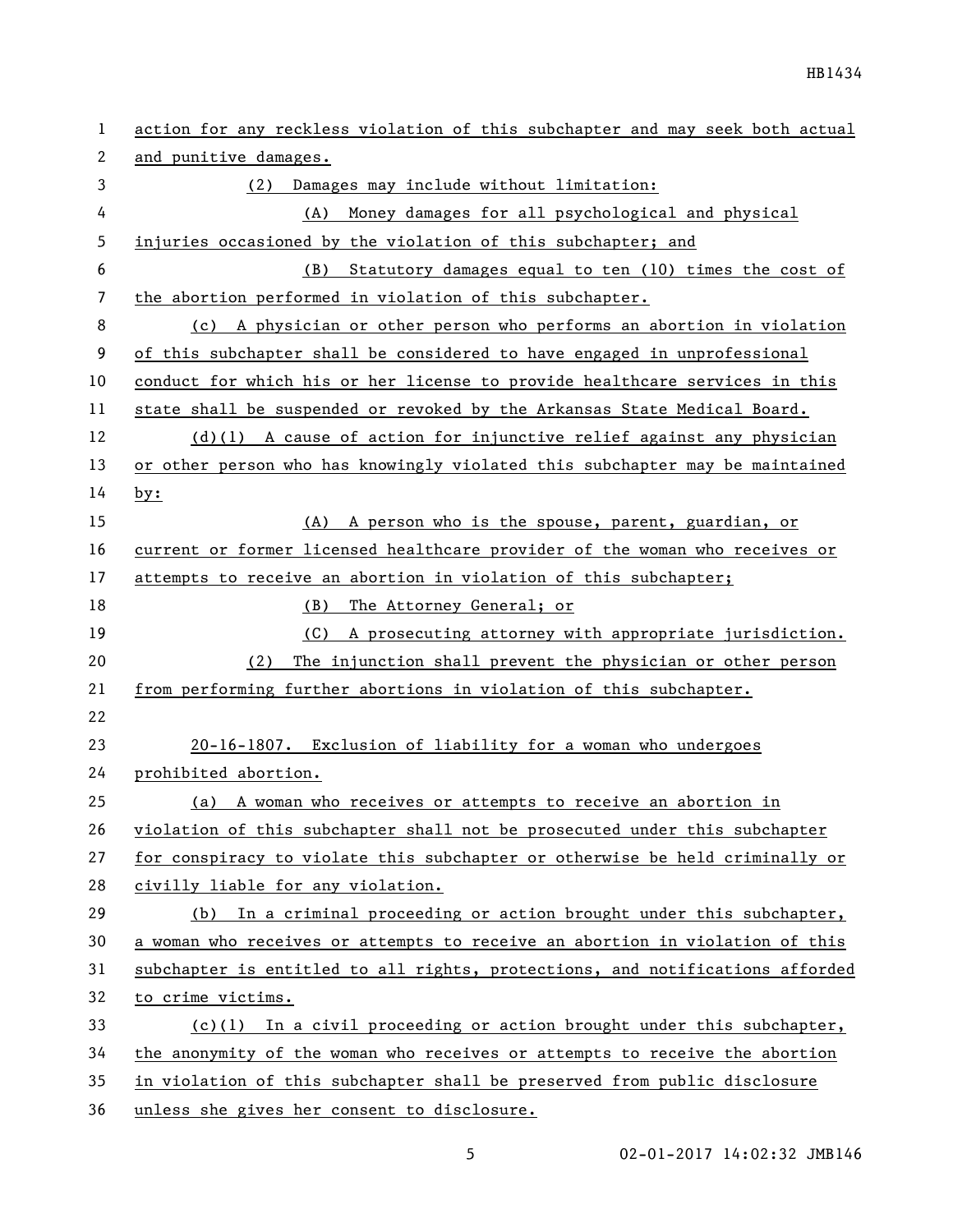action for any reckless violation of this subchapter and may seek both actual and punitive damages.

(2) Damages may include without limitation:

(A) Money damages for all psychological and physical injuries occasioned by the violation of this subchapter; and

(B) Statutory damages equal to ten (10) times the cost of the abortion performed in violation of this subchapter.

(c) A physician or other person who performs an abortion in violation of this subchapter shall be considered to have engaged in unprofessional conduct for which his or her license to provide healthcare services in this state shall be suspended or revoked by the Arkansas State Medical Board.

(d)(1) A cause of action for injunctive relief against any physician or other person who has knowingly violated this subchapter may be maintained by:

(A) A person who is the spouse, parent, guardian, or current or former licensed healthcare provider of the woman who receives or attempts to receive an abortion in violation of this subchapter;

(B) The Attorney General; or

(C) A prosecuting attorney with appropriate jurisdiction.

(2) The injunction shall prevent the physician or other person from performing further abortions in violation of this subchapter.

20-16-1807. Exclusion of liability for a woman who undergoes prohibited abortion.

(a) A woman who receives or attempts to receive an abortion in violation of this subchapter shall not be prosecuted under this subchapter for conspiracy to violate this subchapter or otherwise be held criminally or civilly liable for any violation.

(b) In a criminal proceeding or action brought under this subchapter, a woman who receives or attempts to receive an abortion in violation of this subchapter is entitled to all rights, protections, and notifications afforded to crime victims.

(c)(1) In a civil proceeding or action brought under this subchapter, the anonymity of the woman who receives or attempts to receive the abortion in violation of this subchapter shall be preserved from public disclosure unless she gives her consent to disclosure.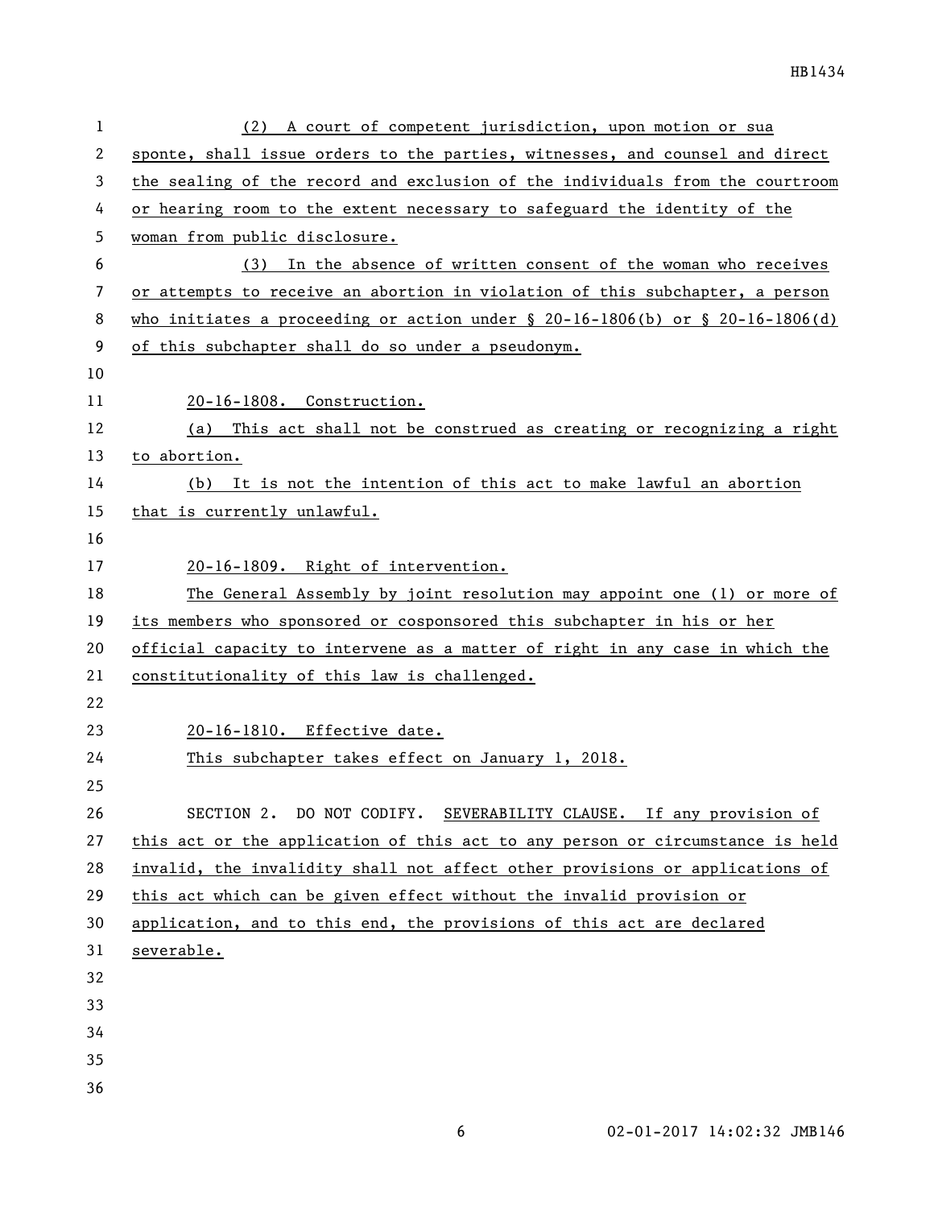(2) A court of competent jurisdiction, upon motion or sua sponte, shall issue orders to the parties, witnesses, and counsel and direct the sealing of the record and exclusion of the individuals from the courtroom or hearing room to the extent necessary to safeguard the identity of the woman from public disclosure.

(3) In the absence of written consent of the woman who receives or attempts to receive an abortion in violation of this subchapter, a person who initiates a proceeding or action under § 20-16-1806(b) or § 20-16-1806(d) of this subchapter shall do so under a pseudonym.

20-16-1808. Construction.

(a) This act shall not be construed as creating or recognizing a right to abortion.

(b) It is not the intention of this act to make lawful an abortion that is currently unlawful.

20-16-1809. Right of intervention.

The General Assembly by joint resolution may appoint one (1) or more of its members who sponsored or cosponsored this subchapter in his or her official capacity to intervene as a matter of right in any case in which the constitutionality of this law is challenged.

20-16-1810. Effective date.

This subchapter takes effect on January 1, 2018.

SECTION 2. DO NOT CODIFY. SEVERABILITY CLAUSE. If any provision of this act or the application of this act to any person or circumstance is held invalid, the invalidity shall not affect other provisions or applications of this act which can be given effect without the invalid provision or application, and to this end, the provisions of this act are declared severable.